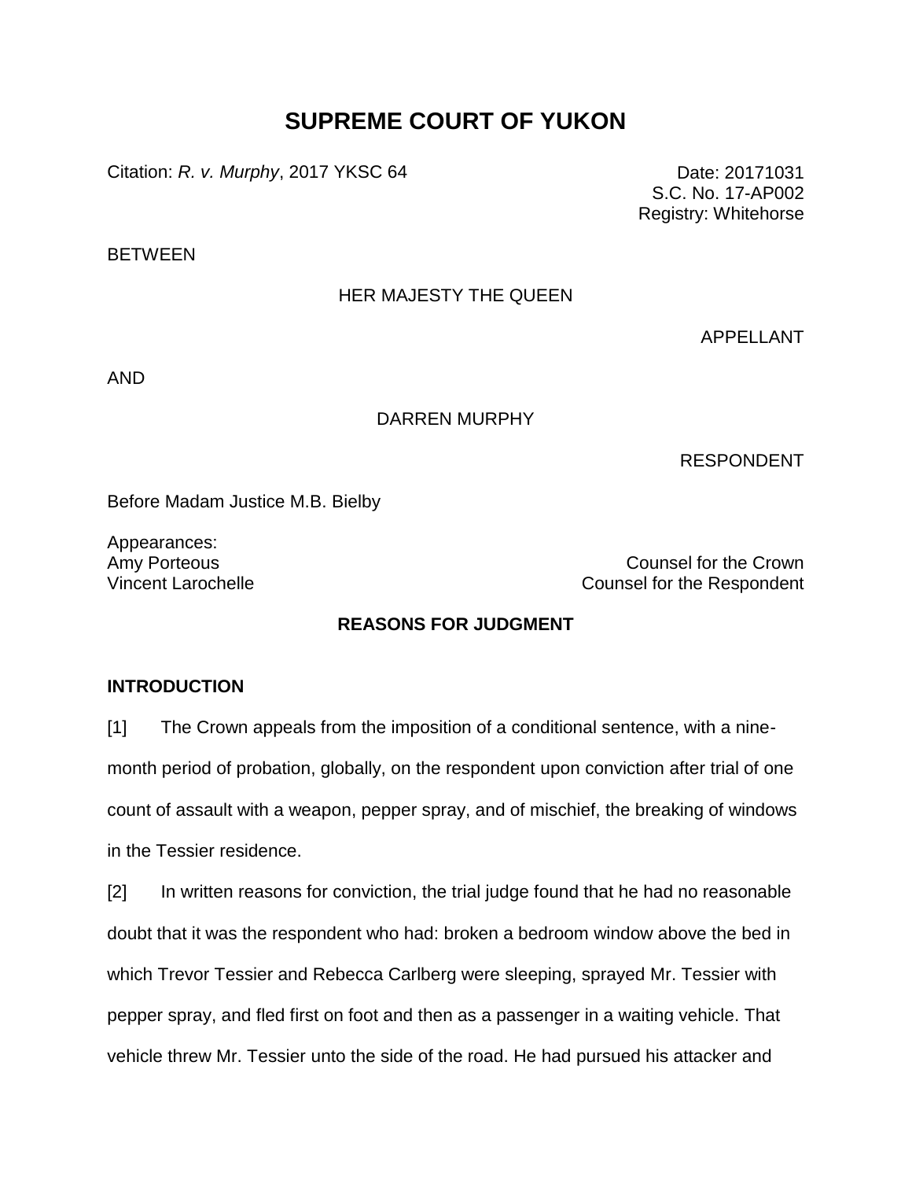# SUPREME COURT OF YUKON

Citation: *R. v. Murphy*, 2017 YKSC 64

Date: 20171031
S.C. No. 17-AP002
Registry: Whitehorse

BETWEEN

HER MAJESTY THE QUEEN

APPELLANT

AND

DARREN MURPHY

RESPONDENT

Before Madam Justice M.B. Bielby

Appearances:

Amy Porteous — Counsel for the Crown
Vincent Larochelle — Counsel for the Respondent

## REASONS FOR JUDGMENT

### INTRODUCTION

[1] The Crown appeals from the imposition of a conditional sentence, with a nine-month period of probation, globally, on the respondent upon conviction after trial of one count of assault with a weapon, pepper spray, and of mischief, the breaking of windows in the Tessier residence.

[2] In written reasons for conviction, the trial judge found that he had no reasonable doubt that it was the respondent who had: broken a bedroom window above the bed in which Trevor Tessier and Rebecca Carlberg were sleeping, sprayed Mr. Tessier with pepper spray, and fled first on foot and then as a passenger in a waiting vehicle. That vehicle threw Mr. Tessier unto the side of the road. He had pursued his attacker and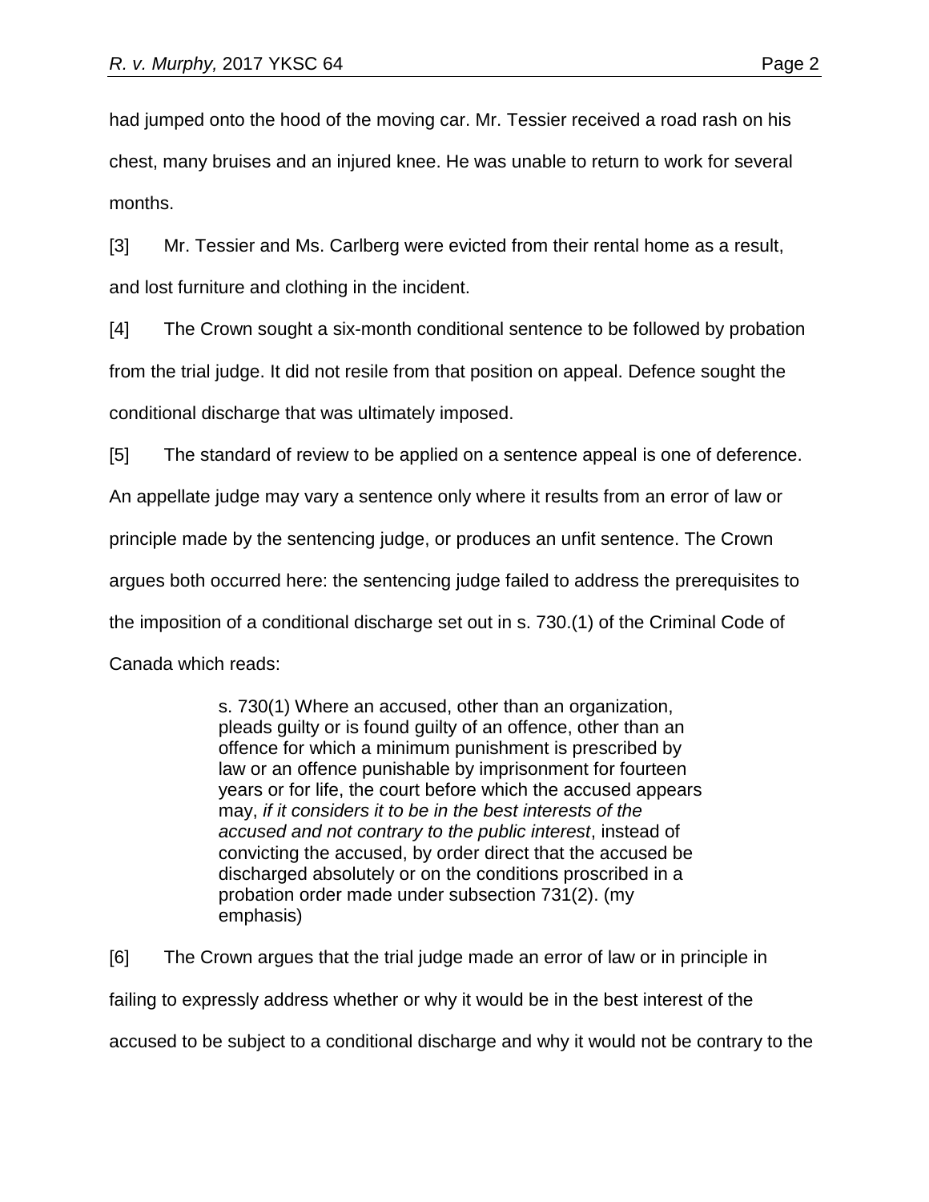had jumped onto the hood of the moving car. Mr. Tessier received a road rash on his chest, many bruises and an injured knee. He was unable to return to work for several months.

[3] Mr. Tessier and Ms. Carlberg were evicted from their rental home as a result, and lost furniture and clothing in the incident.

[4] The Crown sought a six-month conditional sentence to be followed by probation from the trial judge. It did not resile from that position on appeal. Defence sought the conditional discharge that was ultimately imposed.

[5] The standard of review to be applied on a sentence appeal is one of deference. An appellate judge may vary a sentence only where it results from an error of law or principle made by the sentencing judge, or produces an unfit sentence. The Crown argues both occurred here: the sentencing judge failed to address the prerequisites to the imposition of a conditional discharge set out in s. 730.(1) of the Criminal Code of Canada which reads:

> s. 730(1) Where an accused, other than an organization, pleads guilty or is found guilty of an offence, other than an offence for which a minimum punishment is prescribed by law or an offence punishable by imprisonment for fourteen years or for life, the court before which the accused appears may, *if it considers it to be in the best interests of the accused and not contrary to the public interest*, instead of convicting the accused, by order direct that the accused be discharged absolutely or on the conditions proscribed in a probation order made under subsection 731(2). (my emphasis)

[6] The Crown argues that the trial judge made an error of law or in principle in failing to expressly address whether or why it would be in the best interest of the accused to be subject to a conditional discharge and why it would not be contrary to the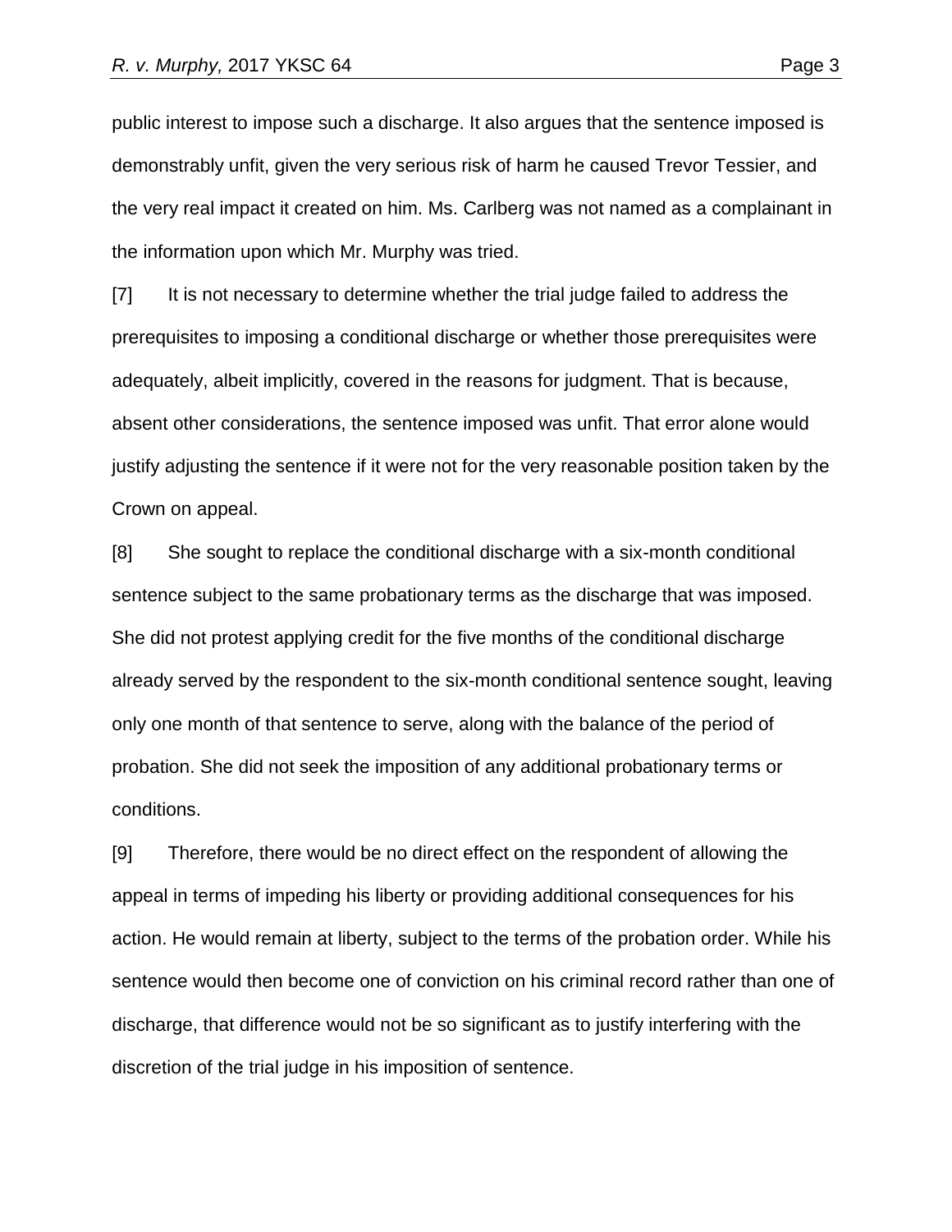public interest to impose such a discharge. It also argues that the sentence imposed is demonstrably unfit, given the very serious risk of harm he caused Trevor Tessier, and the very real impact it created on him. Ms. Carlberg was not named as a complainant in the information upon which Mr. Murphy was tried.

[7] It is not necessary to determine whether the trial judge failed to address the prerequisites to imposing a conditional discharge or whether those prerequisites were adequately, albeit implicitly, covered in the reasons for judgment. That is because, absent other considerations, the sentence imposed was unfit. That error alone would justify adjusting the sentence if it were not for the very reasonable position taken by the Crown on appeal.

[8] She sought to replace the conditional discharge with a six-month conditional sentence subject to the same probationary terms as the discharge that was imposed. She did not protest applying credit for the five months of the conditional discharge already served by the respondent to the six-month conditional sentence sought, leaving only one month of that sentence to serve, along with the balance of the period of probation. She did not seek the imposition of any additional probationary terms or conditions.

[9] Therefore, there would be no direct effect on the respondent of allowing the appeal in terms of impeding his liberty or providing additional consequences for his action. He would remain at liberty, subject to the terms of the probation order. While his sentence would then become one of conviction on his criminal record rather than one of discharge, that difference would not be so significant as to justify interfering with the discretion of the trial judge in his imposition of sentence.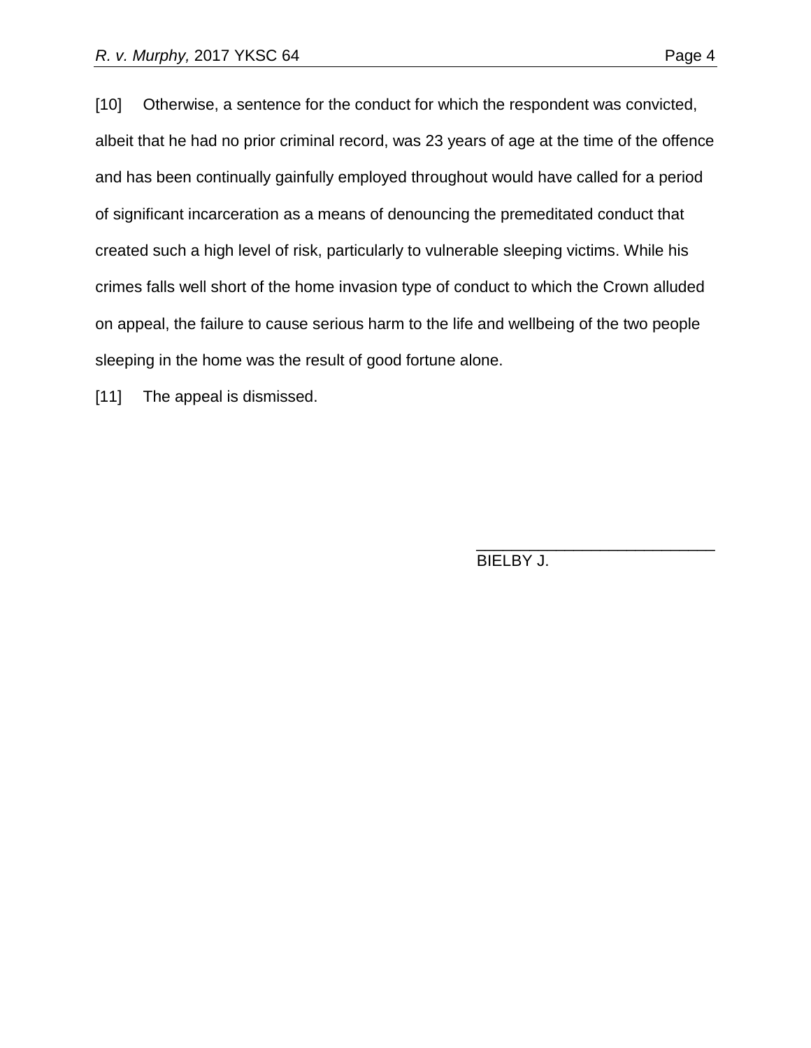[10] Otherwise, a sentence for the conduct for which the respondent was convicted, albeit that he had no prior criminal record, was 23 years of age at the time of the offence and has been continually gainfully employed throughout would have called for a period of significant incarceration as a means of denouncing the premeditated conduct that created such a high level of risk, particularly to vulnerable sleeping victims. While his crimes falls well short of the home invasion type of conduct to which the Crown alluded on appeal, the failure to cause serious harm to the life and wellbeing of the two people sleeping in the home was the result of good fortune alone.

[11] The appeal is dismissed.

___________________________
BIELBY J.